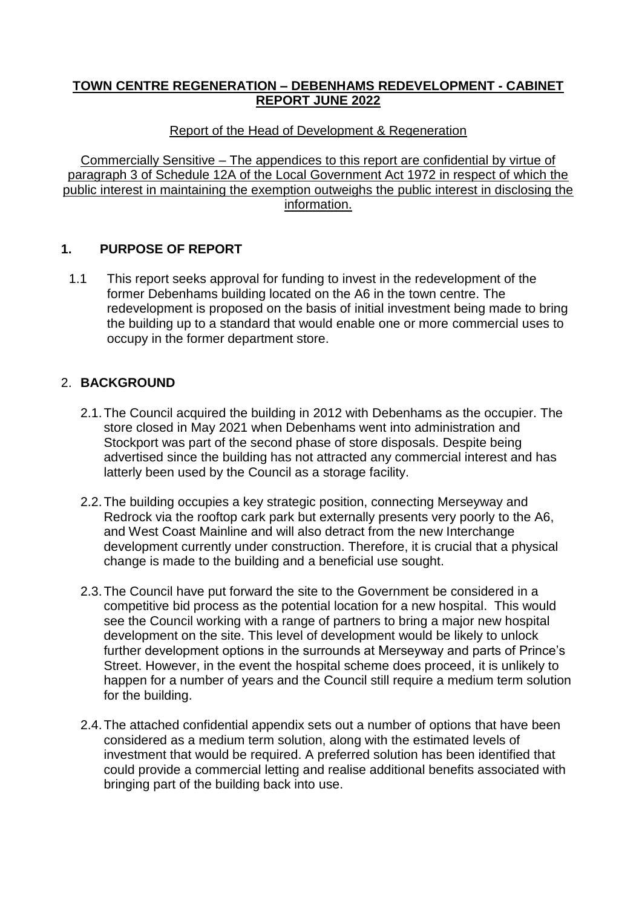**TOWN CENTRE REGENERATION – DEBENHAMS REDEVELOPMENT - CABINET REPORT JUNE 2022**

Report of the Head of Development & Regeneration

Commercially Sensitive – The appendices to this report are confidential by virtue of paragraph 3 of Schedule 12A of the Local Government Act 1972 in respect of which the public interest in maintaining the exemption outweighs the public interest in disclosing the information.

## 1. PURPOSE OF REPORT

1.1 This report seeks approval for funding to invest in the redevelopment of the former Debenhams building located on the A6 in the town centre. The redevelopment is proposed on the basis of initial investment being made to bring the building up to a standard that would enable one or more commercial uses to occupy in the former department store.

## 2. BACKGROUND

2.1. The Council acquired the building in 2012 with Debenhams as the occupier. The store closed in May 2021 when Debenhams went into administration and Stockport was part of the second phase of store disposals. Despite being advertised since the building has not attracted any commercial interest and has latterly been used by the Council as a storage facility.

2.2. The building occupies a key strategic position, connecting Merseyway and Redrock via the rooftop cark park but externally presents very poorly to the A6, and West Coast Mainline and will also detract from the new Interchange development currently under construction. Therefore, it is crucial that a physical change is made to the building and a beneficial use sought.

2.3. The Council have put forward the site to the Government be considered in a competitive bid process as the potential location for a new hospital. This would see the Council working with a range of partners to bring a major new hospital development on the site. This level of development would be likely to unlock further development options in the surrounds at Merseyway and parts of Prince's Street. However, in the event the hospital scheme does proceed, it is unlikely to happen for a number of years and the Council still require a medium term solution for the building.

2.4. The attached confidential appendix sets out a number of options that have been considered as a medium term solution, along with the estimated levels of investment that would be required. A preferred solution has been identified that could provide a commercial letting and realise additional benefits associated with bringing part of the building back into use.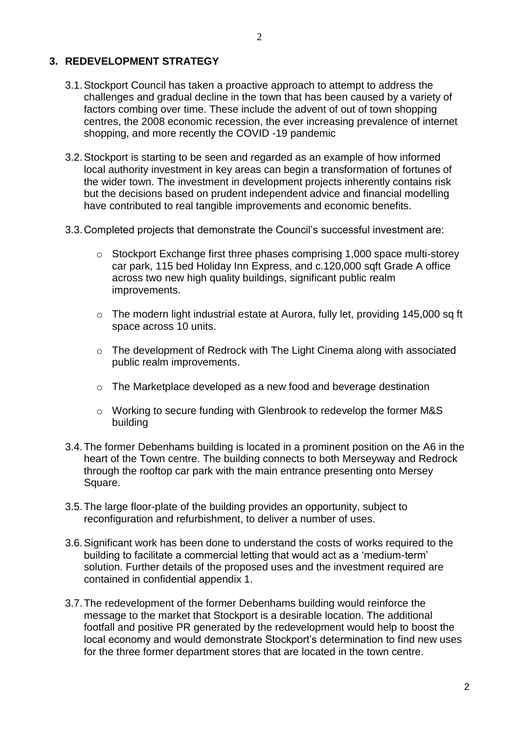## 3. REDEVELOPMENT STRATEGY

3.1. Stockport Council has taken a proactive approach to attempt to address the challenges and gradual decline in the town that has been caused by a variety of factors combing over time. These include the advent of out of town shopping centres, the 2008 economic recession, the ever increasing prevalence of internet shopping, and more recently the COVID -19 pandemic

3.2. Stockport is starting to be seen and regarded as an example of how informed local authority investment in key areas can begin a transformation of fortunes of the wider town. The investment in development projects inherently contains risk but the decisions based on prudent independent advice and financial modelling have contributed to real tangible improvements and economic benefits.

3.3. Completed projects that demonstrate the Council's successful investment are:

- Stockport Exchange first three phases comprising 1,000 space multi-storey car park, 115 bed Holiday Inn Express, and c.120,000 sqft Grade A office across two new high quality buildings, significant public realm improvements.
- The modern light industrial estate at Aurora, fully let, providing 145,000 sq ft space across 10 units.
- The development of Redrock with The Light Cinema along with associated public realm improvements.
- The Marketplace developed as a new food and beverage destination
- Working to secure funding with Glenbrook to redevelop the former M&S building

3.4. The former Debenhams building is located in a prominent position on the A6 in the heart of the Town centre. The building connects to both Merseyway and Redrock through the rooftop car park with the main entrance presenting onto Mersey Square.

3.5. The large floor-plate of the building provides an opportunity, subject to reconfiguration and refurbishment, to deliver a number of uses.

3.6. Significant work has been done to understand the costs of works required to the building to facilitate a commercial letting that would act as a 'medium-term' solution. Further details of the proposed uses and the investment required are contained in confidential appendix 1.

3.7. The redevelopment of the former Debenhams building would reinforce the message to the market that Stockport is a desirable location. The additional footfall and positive PR generated by the redevelopment would help to boost the local economy and would demonstrate Stockport's determination to find new uses for the three former department stores that are located in the town centre.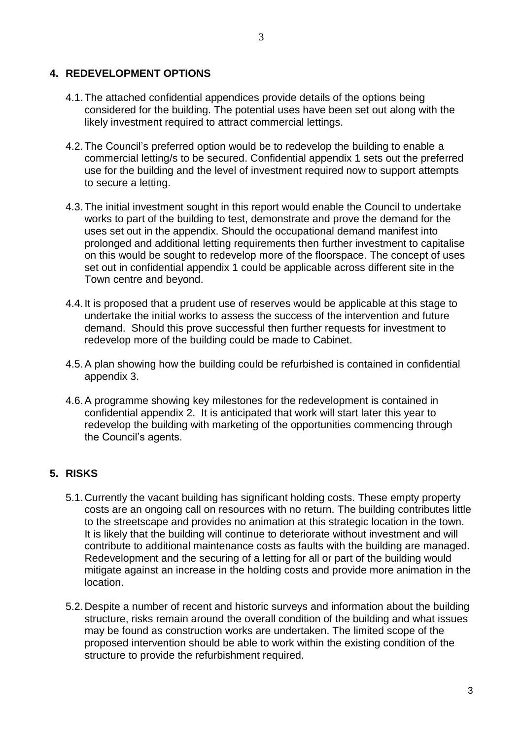## 4. REDEVELOPMENT OPTIONS

4.1. The attached confidential appendices provide details of the options being considered for the building. The potential uses have been set out along with the likely investment required to attract commercial lettings.

4.2. The Council's preferred option would be to redevelop the building to enable a commercial letting/s to be secured. Confidential appendix 1 sets out the preferred use for the building and the level of investment required now to support attempts to secure a letting.

4.3. The initial investment sought in this report would enable the Council to undertake works to part of the building to test, demonstrate and prove the demand for the uses set out in the appendix. Should the occupational demand manifest into prolonged and additional letting requirements then further investment to capitalise on this would be sought to redevelop more of the floorspace. The concept of uses set out in confidential appendix 1 could be applicable across different site in the Town centre and beyond.

4.4. It is proposed that a prudent use of reserves would be applicable at this stage to undertake the initial works to assess the success of the intervention and future demand. Should this prove successful then further requests for investment to redevelop more of the building could be made to Cabinet.

4.5. A plan showing how the building could be refurbished is contained in confidential appendix 3.

4.6. A programme showing key milestones for the redevelopment is contained in confidential appendix 2. It is anticipated that work will start later this year to redevelop the building with marketing of the opportunities commencing through the Council's agents.

## 5. RISKS

5.1. Currently the vacant building has significant holding costs. These empty property costs are an ongoing call on resources with no return. The building contributes little to the streetscape and provides no animation at this strategic location in the town. It is likely that the building will continue to deteriorate without investment and will contribute to additional maintenance costs as faults with the building are managed. Redevelopment and the securing of a letting for all or part of the building would mitigate against an increase in the holding costs and provide more animation in the location.

5.2. Despite a number of recent and historic surveys and information about the building structure, risks remain around the overall condition of the building and what issues may be found as construction works are undertaken. The limited scope of the proposed intervention should be able to work within the existing condition of the structure to provide the refurbishment required.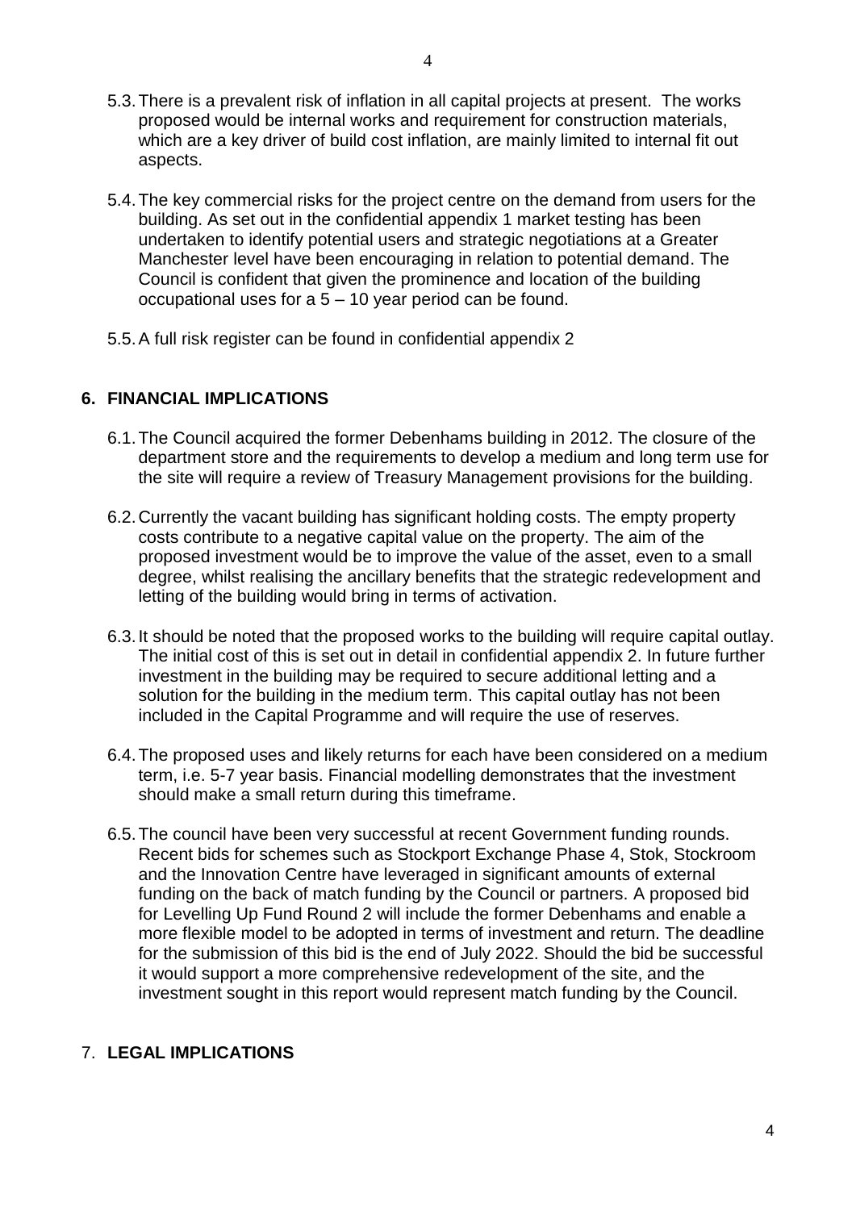5.3. There is a prevalent risk of inflation in all capital projects at present. The works proposed would be internal works and requirement for construction materials, which are a key driver of build cost inflation, are mainly limited to internal fit out aspects.

5.4. The key commercial risks for the project centre on the demand from users for the building. As set out in the confidential appendix 1 market testing has been undertaken to identify potential users and strategic negotiations at a Greater Manchester level have been encouraging in relation to potential demand. The Council is confident that given the prominence and location of the building occupational uses for a 5 – 10 year period can be found.

5.5. A full risk register can be found in confidential appendix 2

## 6. FINANCIAL IMPLICATIONS

6.1. The Council acquired the former Debenhams building in 2012. The closure of the department store and the requirements to develop a medium and long term use for the site will require a review of Treasury Management provisions for the building.

6.2. Currently the vacant building has significant holding costs. The empty property costs contribute to a negative capital value on the property. The aim of the proposed investment would be to improve the value of the asset, even to a small degree, whilst realising the ancillary benefits that the strategic redevelopment and letting of the building would bring in terms of activation.

6.3. It should be noted that the proposed works to the building will require capital outlay. The initial cost of this is set out in detail in confidential appendix 2. In future further investment in the building may be required to secure additional letting and a solution for the building in the medium term. This capital outlay has not been included in the Capital Programme and will require the use of reserves.

6.4. The proposed uses and likely returns for each have been considered on a medium term, i.e. 5-7 year basis. Financial modelling demonstrates that the investment should make a small return during this timeframe.

6.5. The council have been very successful at recent Government funding rounds. Recent bids for schemes such as Stockport Exchange Phase 4, Stok, Stockroom and the Innovation Centre have leveraged in significant amounts of external funding on the back of match funding by the Council or partners. A proposed bid for Levelling Up Fund Round 2 will include the former Debenhams and enable a more flexible model to be adopted in terms of investment and return. The deadline for the submission of this bid is the end of July 2022. Should the bid be successful it would support a more comprehensive redevelopment of the site, and the investment sought in this report would represent match funding by the Council.

## 7. LEGAL IMPLICATIONS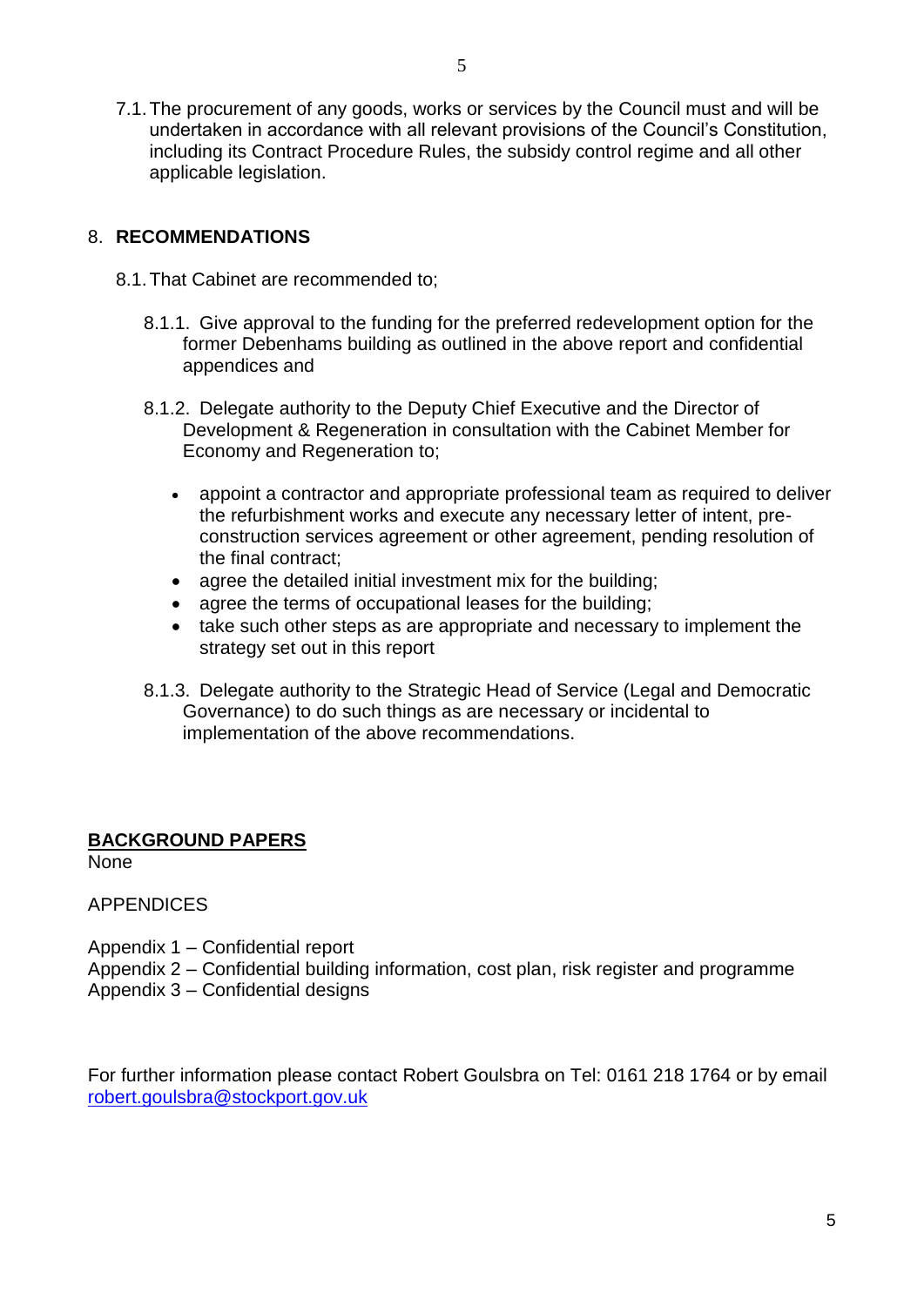7.1. The procurement of any goods, works or services by the Council must and will be undertaken in accordance with all relevant provisions of the Council's Constitution, including its Contract Procedure Rules, the subsidy control regime and all other applicable legislation.

## 8. RECOMMENDATIONS

8.1. That Cabinet are recommended to;

8.1.1. Give approval to the funding for the preferred redevelopment option for the former Debenhams building as outlined in the above report and confidential appendices and

8.1.2. Delegate authority to the Deputy Chief Executive and the Director of Development & Regeneration in consultation with the Cabinet Member for Economy and Regeneration to;

- appoint a contractor and appropriate professional team as required to deliver the refurbishment works and execute any necessary letter of intent, pre-construction services agreement or other agreement, pending resolution of the final contract;
- agree the detailed initial investment mix for the building;
- agree the terms of occupational leases for the building;
- take such other steps as are appropriate and necessary to implement the strategy set out in this report

8.1.3. Delegate authority to the Strategic Head of Service (Legal and Democratic Governance) to do such things as are necessary or incidental to implementation of the above recommendations.

**BACKGROUND PAPERS**

None

APPENDICES

Appendix 1 – Confidential report
Appendix 2 – Confidential building information, cost plan, risk register and programme
Appendix 3 – Confidential designs

For further information please contact Robert Goulsbra on Tel: 0161 218 1764 or by email robert.goulsbra@stockport.gov.uk